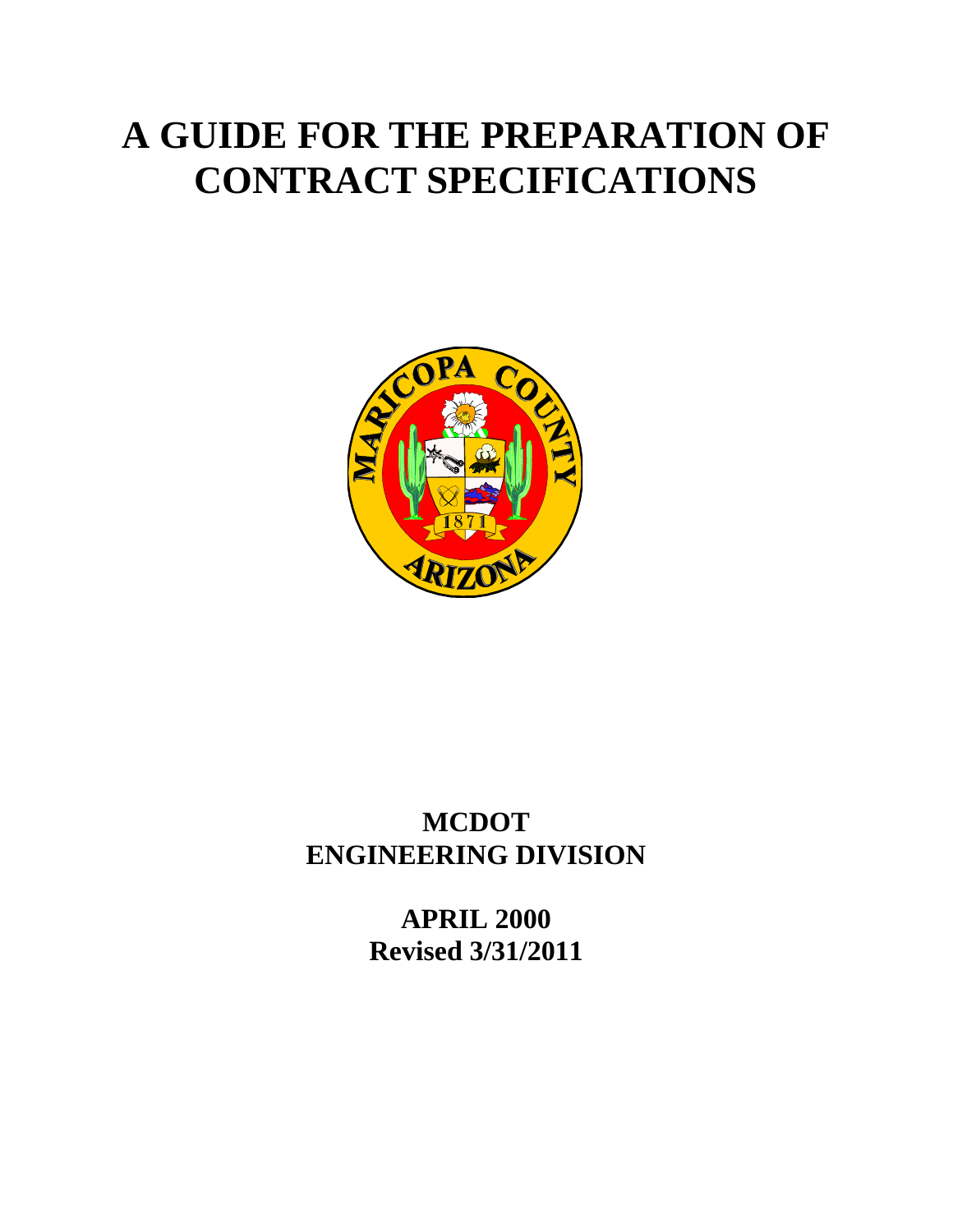# A GUIDE FOR THE PREPARATION OF CONTRACT SPECIFICATIONS

**MCDOT**
**ENGINEERING DIVISION**

**APRIL 2000**
**Revised 3/31/2011**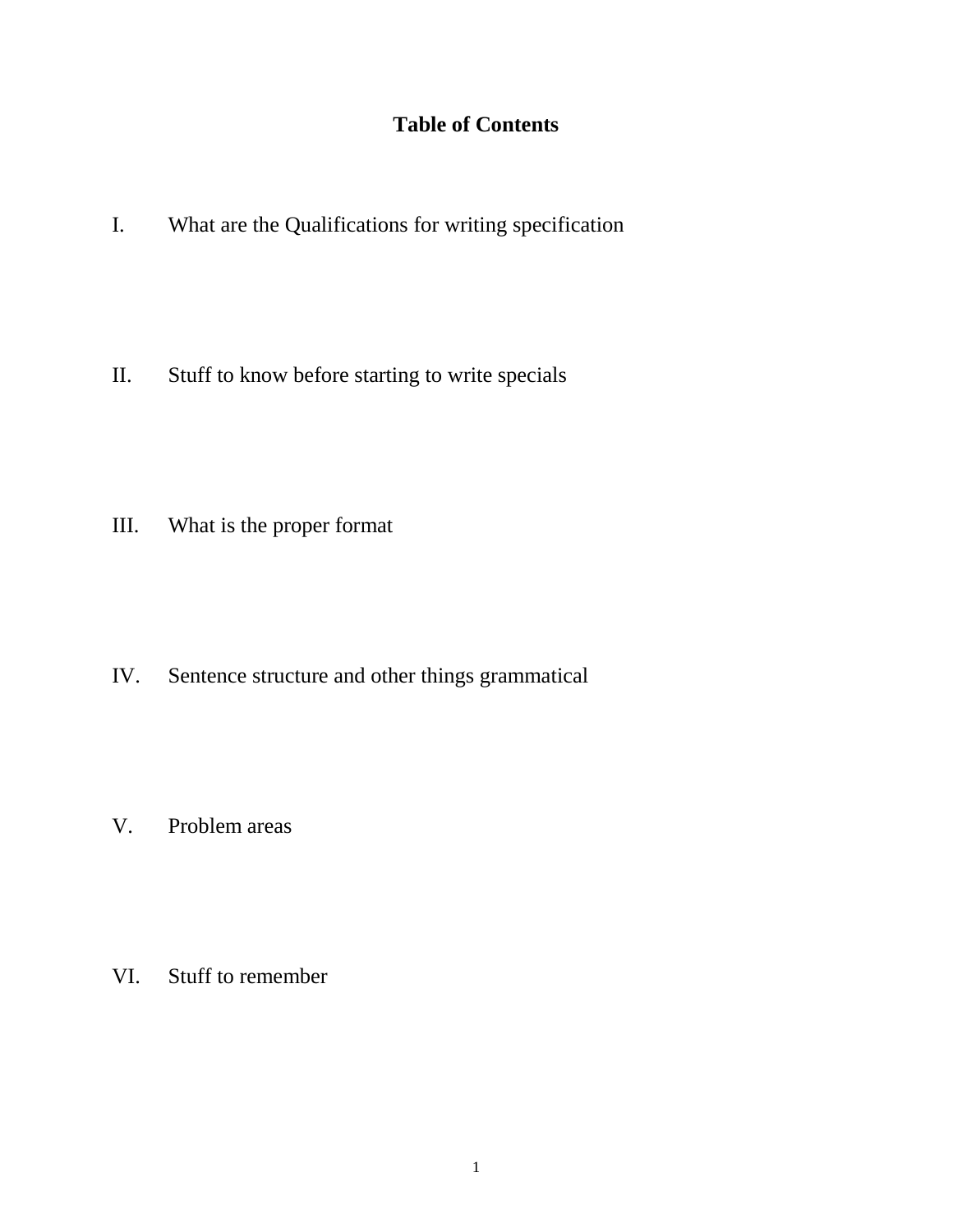# Table of Contents

I. What are the Qualifications for writing specification

II. Stuff to know before starting to write specials

III. What is the proper format

IV. Sentence structure and other things grammatical

V. Problem areas

VI. Stuff to remember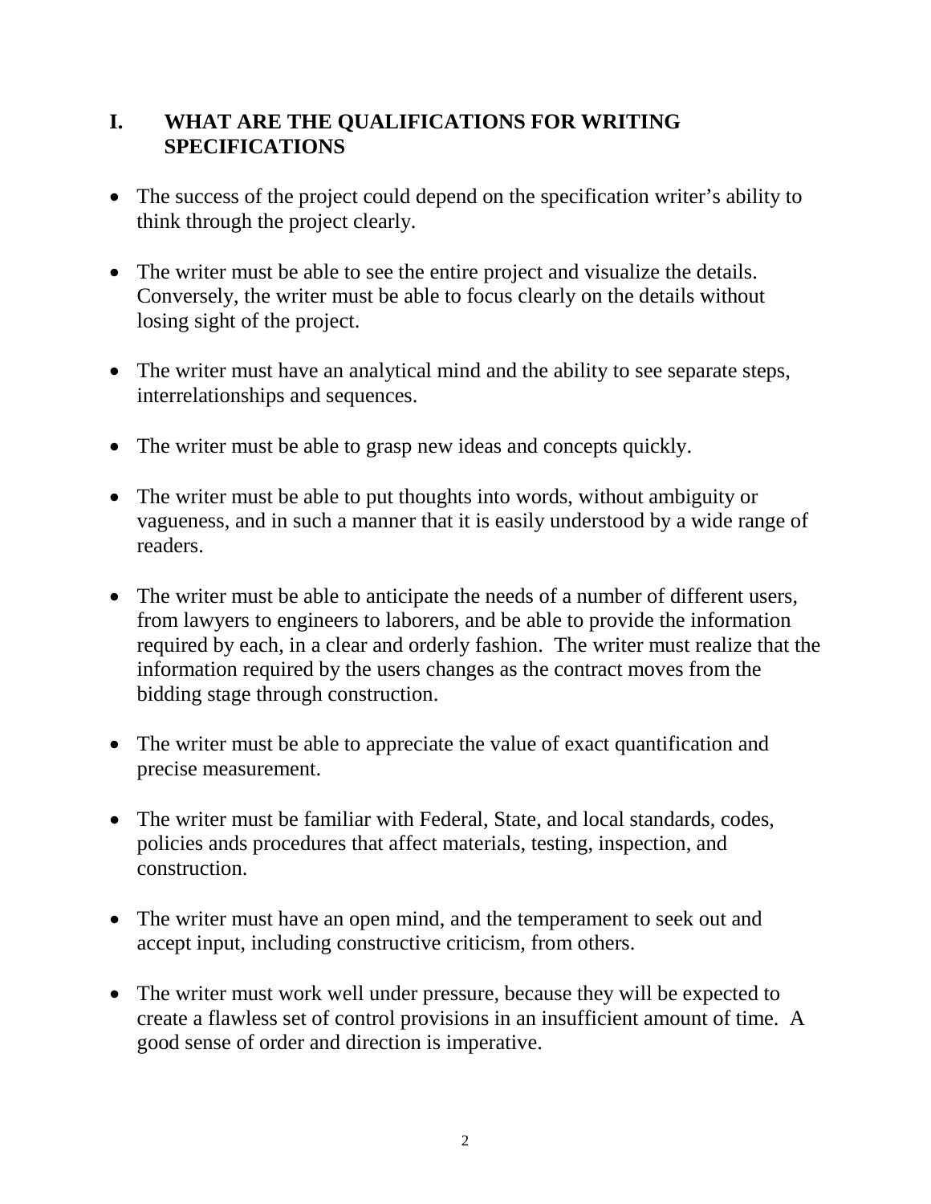## I. WHAT ARE THE QUALIFICATIONS FOR WRITING SPECIFICATIONS

- The success of the project could depend on the specification writer's ability to think through the project clearly.

- The writer must be able to see the entire project and visualize the details. Conversely, the writer must be able to focus clearly on the details without losing sight of the project.

- The writer must have an analytical mind and the ability to see separate steps, interrelationships and sequences.

- The writer must be able to grasp new ideas and concepts quickly.

- The writer must be able to put thoughts into words, without ambiguity or vagueness, and in such a manner that it is easily understood by a wide range of readers.

- The writer must be able to anticipate the needs of a number of different users, from lawyers to engineers to laborers, and be able to provide the information required by each, in a clear and orderly fashion. The writer must realize that the information required by the users changes as the contract moves from the bidding stage through construction.

- The writer must be able to appreciate the value of exact quantification and precise measurement.

- The writer must be familiar with Federal, State, and local standards, codes, policies ands procedures that affect materials, testing, inspection, and construction.

- The writer must have an open mind, and the temperament to seek out and accept input, including constructive criticism, from others.

- The writer must work well under pressure, because they will be expected to create a flawless set of control provisions in an insufficient amount of time. A good sense of order and direction is imperative.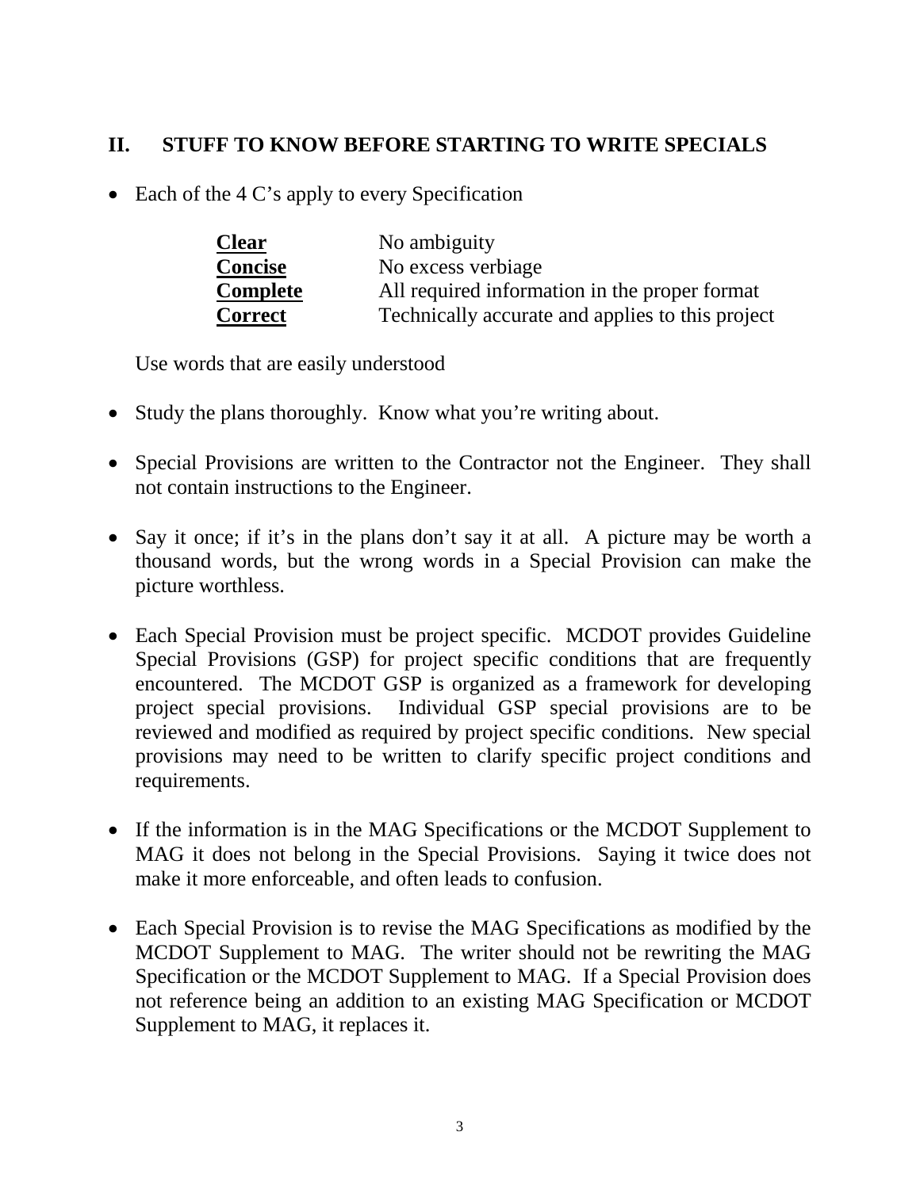## II. STUFF TO KNOW BEFORE STARTING TO WRITE SPECIALS

- Each of the 4 C's apply to every Specification

| | |
|---|---|
| **Clear** | No ambiguity |
| **Concise** | No excess verbiage |
| **Complete** | All required information in the proper format |
| **Correct** | Technically accurate and applies to this project |

  Use words that are easily understood

- Study the plans thoroughly. Know what you're writing about.

- Special Provisions are written to the Contractor not the Engineer. They shall not contain instructions to the Engineer.

- Say it once; if it's in the plans don't say it at all. A picture may be worth a thousand words, but the wrong words in a Special Provision can make the picture worthless.

- Each Special Provision must be project specific. MCDOT provides Guideline Special Provisions (GSP) for project specific conditions that are frequently encountered. The MCDOT GSP is organized as a framework for developing project special provisions. Individual GSP special provisions are to be reviewed and modified as required by project specific conditions. New special provisions may need to be written to clarify specific project conditions and requirements.

- If the information is in the MAG Specifications or the MCDOT Supplement to MAG it does not belong in the Special Provisions. Saying it twice does not make it more enforceable, and often leads to confusion.

- Each Special Provision is to revise the MAG Specifications as modified by the MCDOT Supplement to MAG. The writer should not be rewriting the MAG Specification or the MCDOT Supplement to MAG. If a Special Provision does not reference being an addition to an existing MAG Specification or MCDOT Supplement to MAG, it replaces it.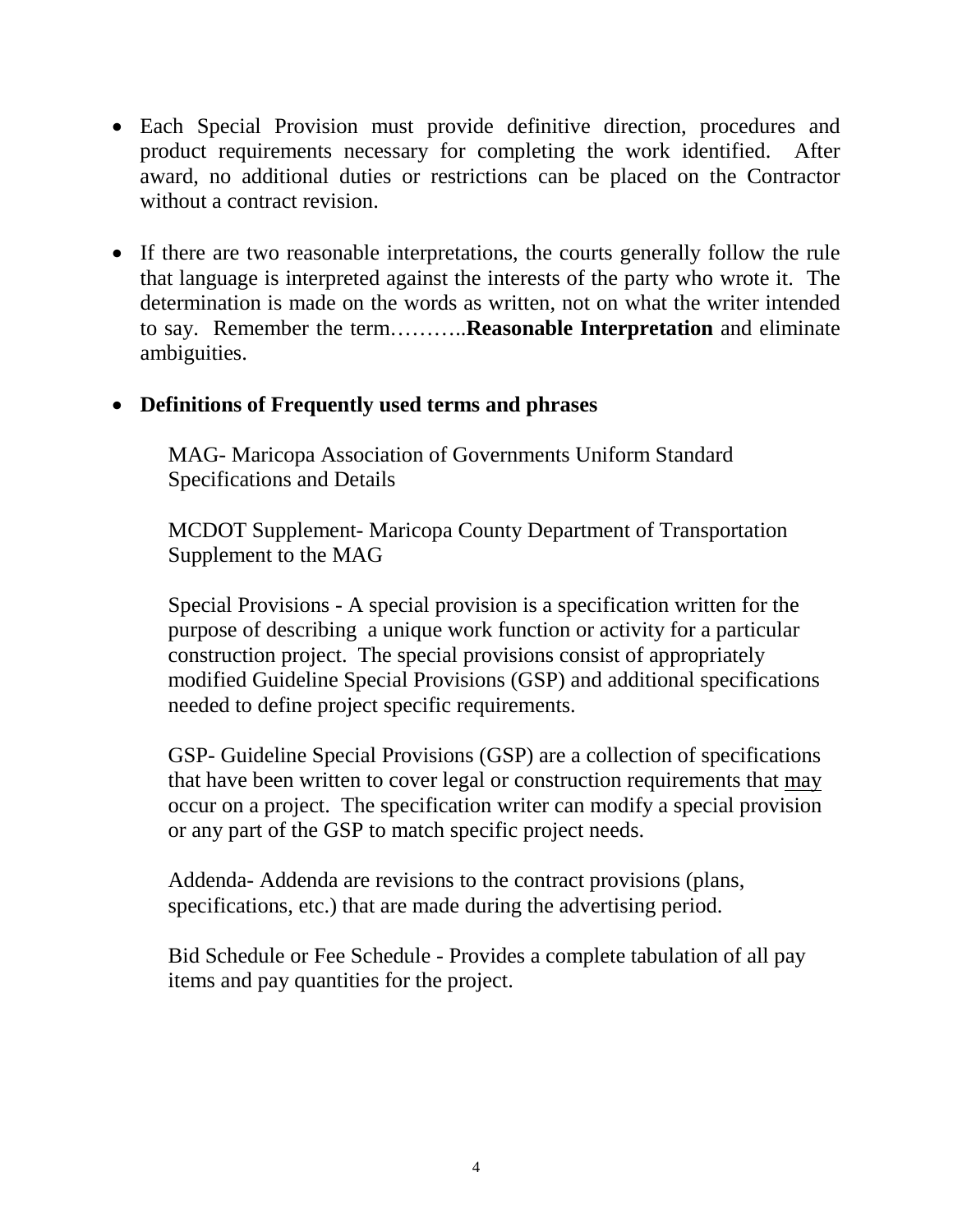- Each Special Provision must provide definitive direction, procedures and product requirements necessary for completing the work identified. After award, no additional duties or restrictions can be placed on the Contractor without a contract revision.

- If there are two reasonable interpretations, the courts generally follow the rule that language is interpreted against the interests of the party who wrote it. The determination is made on the words as written, not on what the writer intended to say. Remember the term………..**Reasonable Interpretation** and eliminate ambiguities.

- **Definitions of Frequently used terms and phrases**

  MAG- Maricopa Association of Governments Uniform Standard Specifications and Details

  MCDOT Supplement- Maricopa County Department of Transportation Supplement to the MAG

  Special Provisions - A special provision is a specification written for the purpose of describing a unique work function or activity for a particular construction project. The special provisions consist of appropriately modified Guideline Special Provisions (GSP) and additional specifications needed to define project specific requirements.

  GSP- Guideline Special Provisions (GSP) are a collection of specifications that have been written to cover legal or construction requirements that <u>may</u> occur on a project. The specification writer can modify a special provision or any part of the GSP to match specific project needs.

  Addenda- Addenda are revisions to the contract provisions (plans, specifications, etc.) that are made during the advertising period.

  Bid Schedule or Fee Schedule - Provides a complete tabulation of all pay items and pay quantities for the project.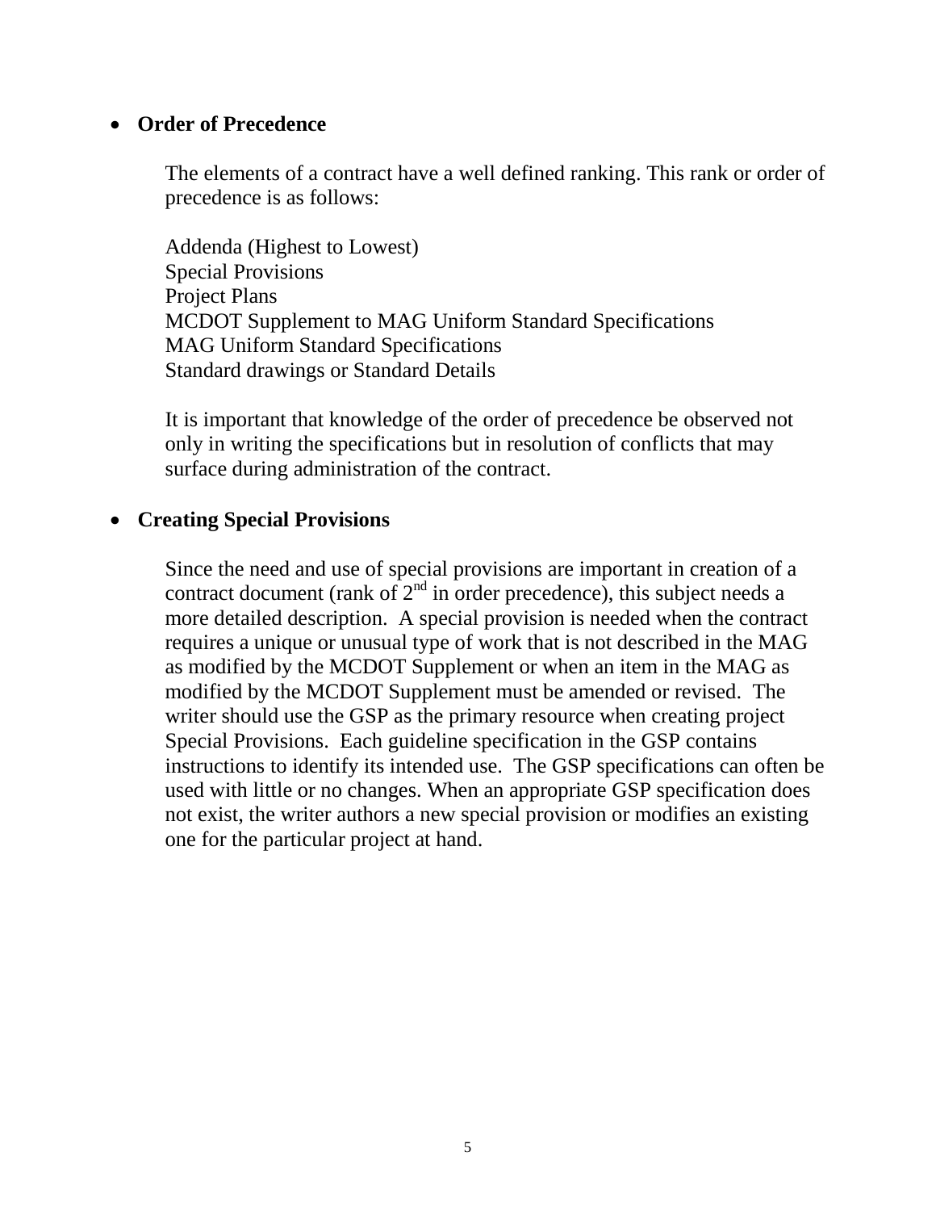- **Order of Precedence**

  The elements of a contract have a well defined ranking. This rank or order of precedence is as follows:

  Addenda (Highest to Lowest)
  Special Provisions
  Project Plans
  MCDOT Supplement to MAG Uniform Standard Specifications
  MAG Uniform Standard Specifications
  Standard drawings or Standard Details

  It is important that knowledge of the order of precedence be observed not only in writing the specifications but in resolution of conflicts that may surface during administration of the contract.

- **Creating Special Provisions**

  Since the need and use of special provisions are important in creation of a contract document (rank of 2nd in order precedence), this subject needs a more detailed description. A special provision is needed when the contract requires a unique or unusual type of work that is not described in the MAG as modified by the MCDOT Supplement or when an item in the MAG as modified by the MCDOT Supplement must be amended or revised. The writer should use the GSP as the primary resource when creating project Special Provisions. Each guideline specification in the GSP contains instructions to identify its intended use. The GSP specifications can often be used with little or no changes. When an appropriate GSP specification does not exist, the writer authors a new special provision or modifies an existing one for the particular project at hand.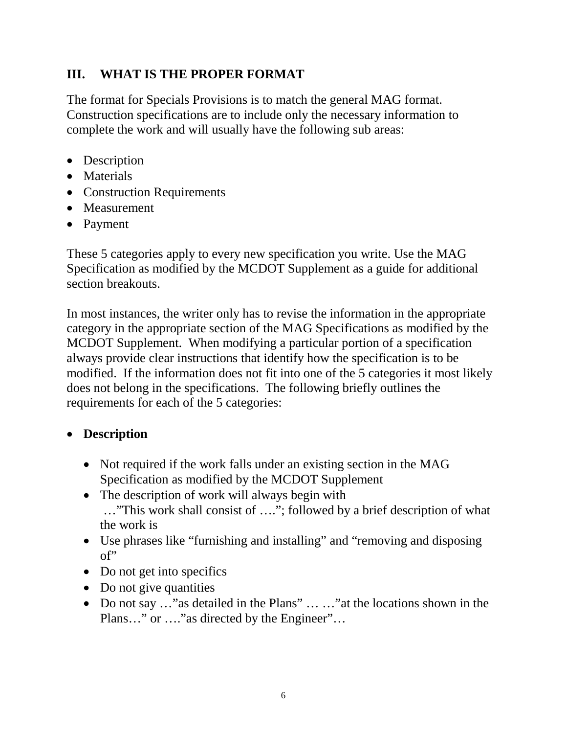## III. WHAT IS THE PROPER FORMAT

The format for Specials Provisions is to match the general MAG format. Construction specifications are to include only the necessary information to complete the work and will usually have the following sub areas:

- Description
- Materials
- Construction Requirements
- Measurement
- Payment

These 5 categories apply to every new specification you write. Use the MAG Specification as modified by the MCDOT Supplement as a guide for additional section breakouts.

In most instances, the writer only has to revise the information in the appropriate category in the appropriate section of the MAG Specifications as modified by the MCDOT Supplement. When modifying a particular portion of a specification always provide clear instructions that identify how the specification is to be modified. If the information does not fit into one of the 5 categories it most likely does not belong in the specifications. The following briefly outlines the requirements for each of the 5 categories:

- **Description**
  - Not required if the work falls under an existing section in the MAG Specification as modified by the MCDOT Supplement
  - The description of work will always begin with …"This work shall consist of …."; followed by a brief description of what the work is
  - Use phrases like "furnishing and installing" and "removing and disposing of"
  - Do not get into specifics
  - Do not give quantities
  - Do not say …"as detailed in the Plans" … …"at the locations shown in the Plans…" or …."as directed by the Engineer"…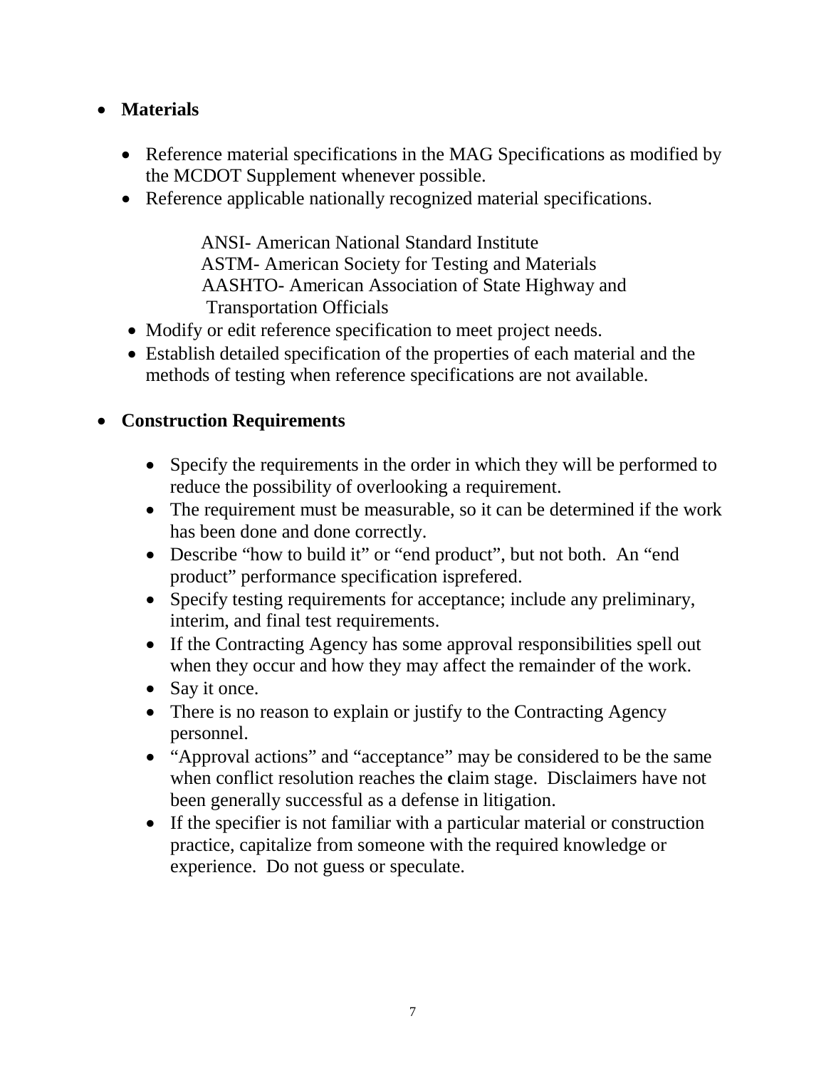- **Materials**

  - Reference material specifications in the MAG Specifications as modified by the MCDOT Supplement whenever possible.
  - Reference applicable nationally recognized material specifications.

    ANSI- American National Standard Institute
    ASTM- American Society for Testing and Materials
    AASHTO- American Association of State Highway and Transportation Officials
  - Modify or edit reference specification to meet project needs.
  - Establish detailed specification of the properties of each material and the methods of testing when reference specifications are not available.

- **Construction Requirements**

  - Specify the requirements in the order in which they will be performed to reduce the possibility of overlooking a requirement.
  - The requirement must be measurable, so it can be determined if the work has been done and done correctly.
  - Describe "how to build it" or "end product", but not both. An "end product" performance specification isprefered.
  - Specify testing requirements for acceptance; include any preliminary, interim, and final test requirements.
  - If the Contracting Agency has some approval responsibilities spell out when they occur and how they may affect the remainder of the work.
  - Say it once.
  - There is no reason to explain or justify to the Contracting Agency personnel.
  - "Approval actions" and "acceptance" may be considered to be the same when conflict resolution reaches the **c**laim stage. Disclaimers have not been generally successful as a defense in litigation.
  - If the specifier is not familiar with a particular material or construction practice, capitalize from someone with the required knowledge or experience. Do not guess or speculate.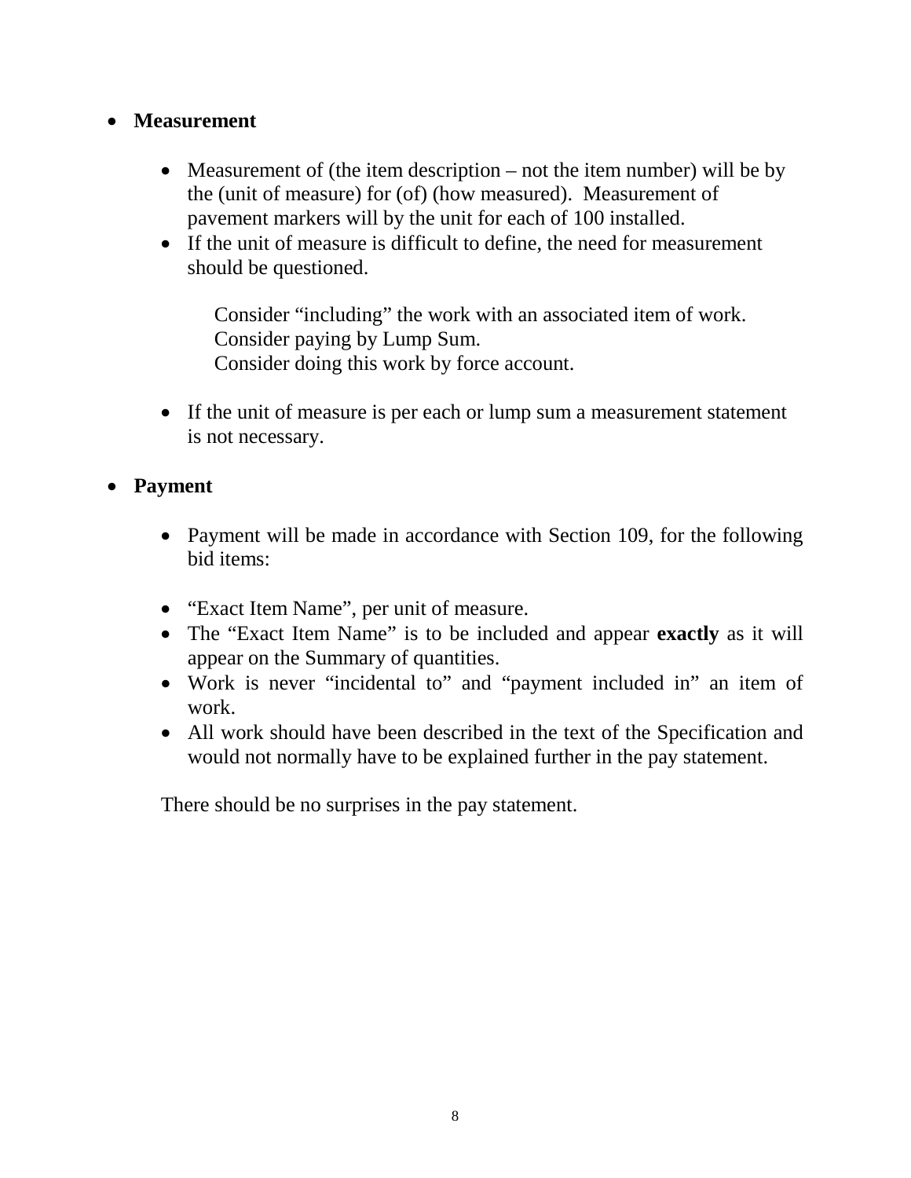- **Measurement**

  - Measurement of (the item description – not the item number) will be by the (unit of measure) for (of) (how measured). Measurement of pavement markers will by the unit for each of 100 installed.
  - If the unit of measure is difficult to define, the need for measurement should be questioned.

    Consider "including" the work with an associated item of work.
    Consider paying by Lump Sum.
    Consider doing this work by force account.

  - If the unit of measure is per each or lump sum a measurement statement is not necessary.

- **Payment**

  - Payment will be made in accordance with Section 109, for the following bid items:

  - "Exact Item Name", per unit of measure.
  - The "Exact Item Name" is to be included and appear **exactly** as it will appear on the Summary of quantities.
  - Work is never "incidental to" and "payment included in" an item of work.
  - All work should have been described in the text of the Specification and would not normally have to be explained further in the pay statement.

  There should be no surprises in the pay statement.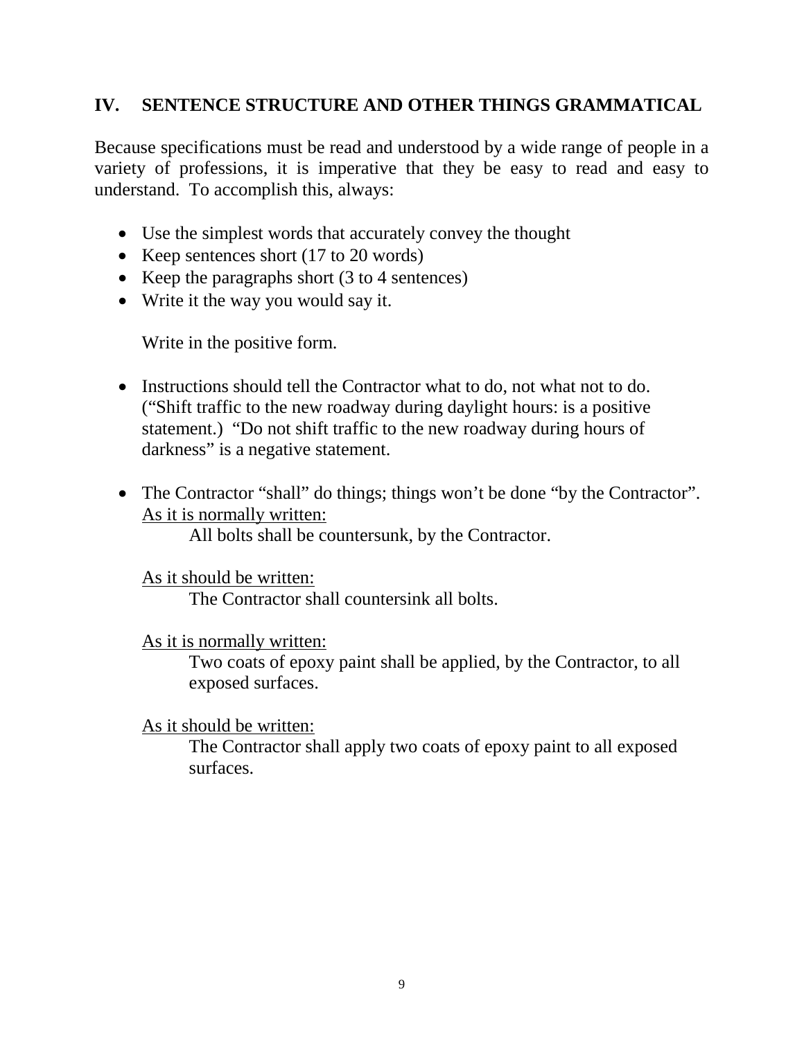## IV. SENTENCE STRUCTURE AND OTHER THINGS GRAMMATICAL

Because specifications must be read and understood by a wide range of people in a variety of professions, it is imperative that they be easy to read and easy to understand. To accomplish this, always:

- Use the simplest words that accurately convey the thought
- Keep sentences short (17 to 20 words)
- Keep the paragraphs short (3 to 4 sentences)
- Write it the way you would say it.

  Write in the positive form.

- Instructions should tell the Contractor what to do, not what not to do. ("Shift traffic to the new roadway during daylight hours: is a positive statement.) "Do not shift traffic to the new roadway during hours of darkness" is a negative statement.

- The Contractor "shall" do things; things won't be done "by the Contractor".

  <u>As it is normally written:</u>

  > All bolts shall be countersunk, by the Contractor.

  <u>As it should be written:</u>

  > The Contractor shall countersink all bolts.

  <u>As it is normally written:</u>

  > Two coats of epoxy paint shall be applied, by the Contractor, to all exposed surfaces.

  <u>As it should be written:</u>

  > The Contractor shall apply two coats of epoxy paint to all exposed surfaces.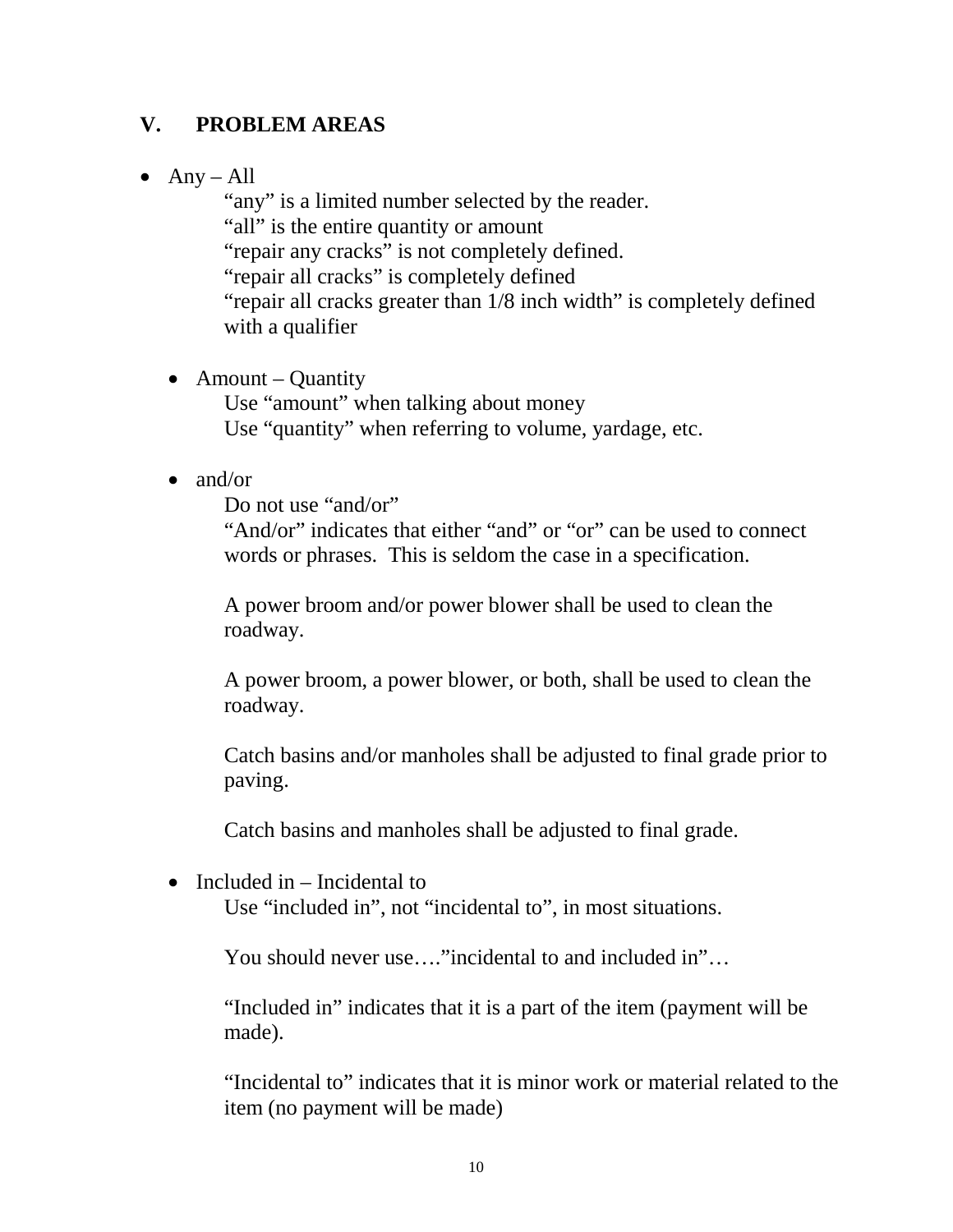## V. PROBLEM AREAS

- Any – All

  “any” is a limited number selected by the reader.
  “all” is the entire quantity or amount
  “repair any cracks” is not completely defined.
  “repair all cracks” is completely defined
  “repair all cracks greater than 1/8 inch width” is completely defined with a qualifier

  - Amount – Quantity

    Use “amount” when talking about money
    Use “quantity” when referring to volume, yardage, etc.

  - and/or

    Do not use “and/or”
    “And/or” indicates that either “and” or “or” can be used to connect words or phrases. This is seldom the case in a specification.

    A power broom and/or power blower shall be used to clean the roadway.

    A power broom, a power blower, or both, shall be used to clean the roadway.

    Catch basins and/or manholes shall be adjusted to final grade prior to paving.

    Catch basins and manholes shall be adjusted to final grade.

  - Included in – Incidental to

    Use “included in”, not “incidental to”, in most situations.

    You should never use….”incidental to and included in”…

    “Included in” indicates that it is a part of the item (payment will be made).

    “Incidental to” indicates that it is minor work or material related to the item (no payment will be made)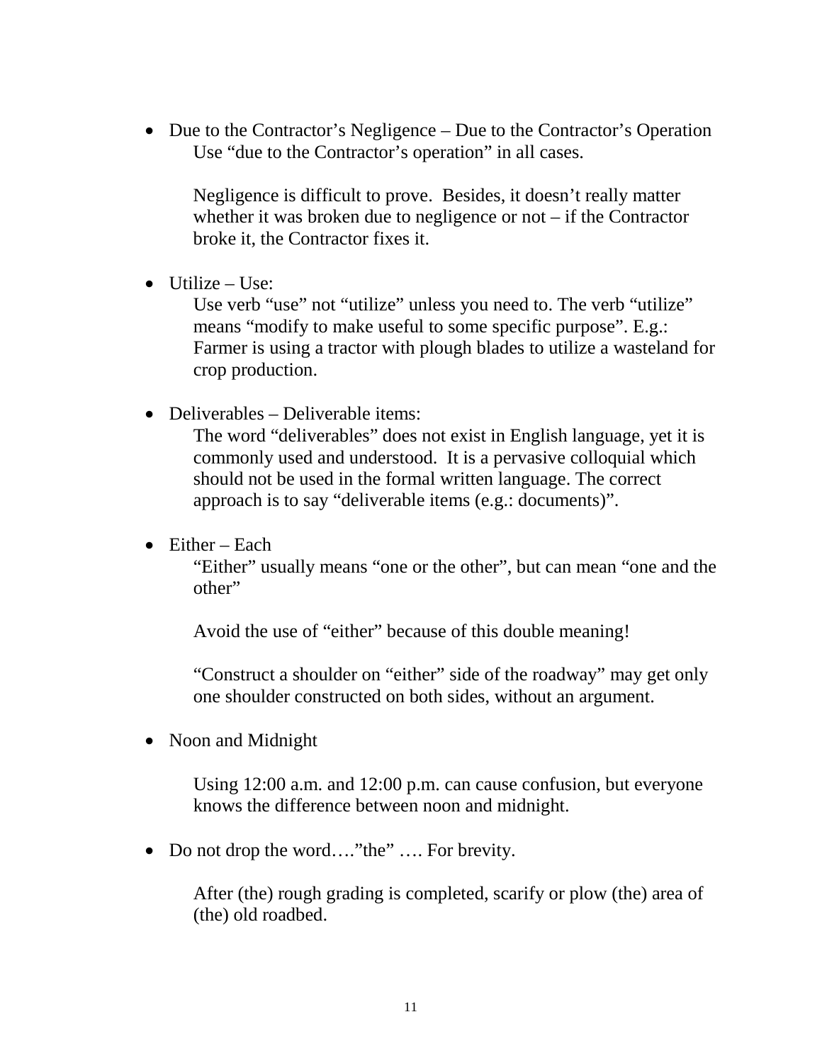- Due to the Contractor's Negligence – Due to the Contractor's Operation

  Use "due to the Contractor's operation" in all cases.

  Negligence is difficult to prove. Besides, it doesn't really matter whether it was broken due to negligence or not – if the Contractor broke it, the Contractor fixes it.

- Utilize – Use:

  Use verb "use" not "utilize" unless you need to. The verb "utilize" means "modify to make useful to some specific purpose". E.g.: Farmer is using a tractor with plough blades to utilize a wasteland for crop production.

- Deliverables – Deliverable items:

  The word "deliverables" does not exist in English language, yet it is commonly used and understood. It is a pervasive colloquial which should not be used in the formal written language. The correct approach is to say "deliverable items (e.g.: documents)".

- Either – Each

  "Either" usually means "one or the other", but can mean "one and the other"

  Avoid the use of "either" because of this double meaning!

  "Construct a shoulder on "either" side of the roadway" may get only one shoulder constructed on both sides, without an argument.

- Noon and Midnight

  Using 12:00 a.m. and 12:00 p.m. can cause confusion, but everyone knows the difference between noon and midnight.

- Do not drop the word…."the" …. For brevity.

  After (the) rough grading is completed, scarify or plow (the) area of (the) old roadbed.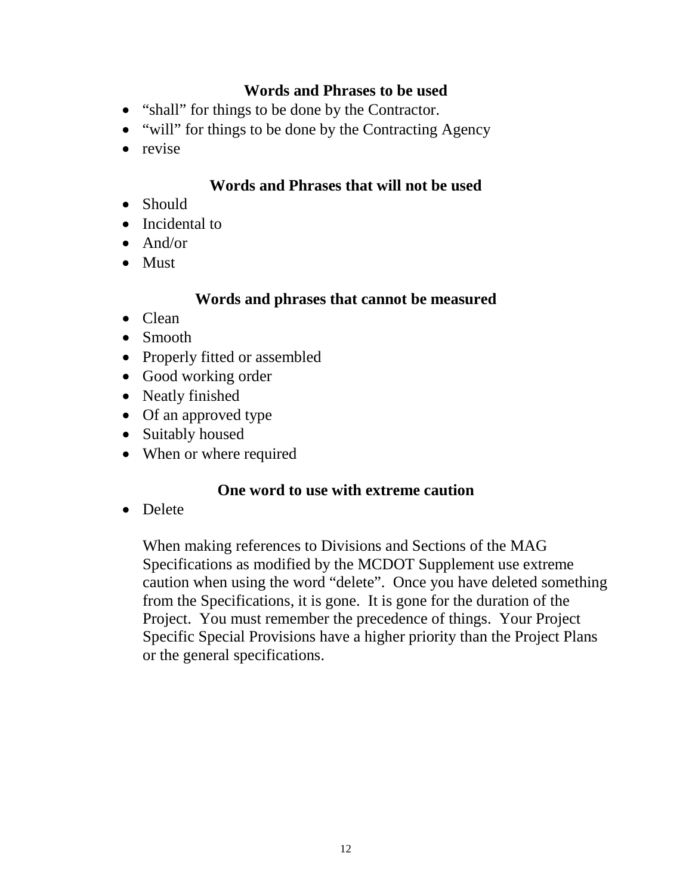### Words and Phrases to be used

- “shall” for things to be done by the Contractor.
- “will” for things to be done by the Contracting Agency
- revise

### Words and Phrases that will not be used

- Should
- Incidental to
- And/or
- Must

### Words and phrases that cannot be measured

- Clean
- Smooth
- Properly fitted or assembled
- Good working order
- Neatly finished
- Of an approved type
- Suitably housed
- When or where required

### One word to use with extreme caution

- Delete

  When making references to Divisions and Sections of the MAG Specifications as modified by the MCDOT Supplement use extreme caution when using the word “delete”. Once you have deleted something from the Specifications, it is gone. It is gone for the duration of the Project. You must remember the precedence of things. Your Project Specific Special Provisions have a higher priority than the Project Plans or the general specifications.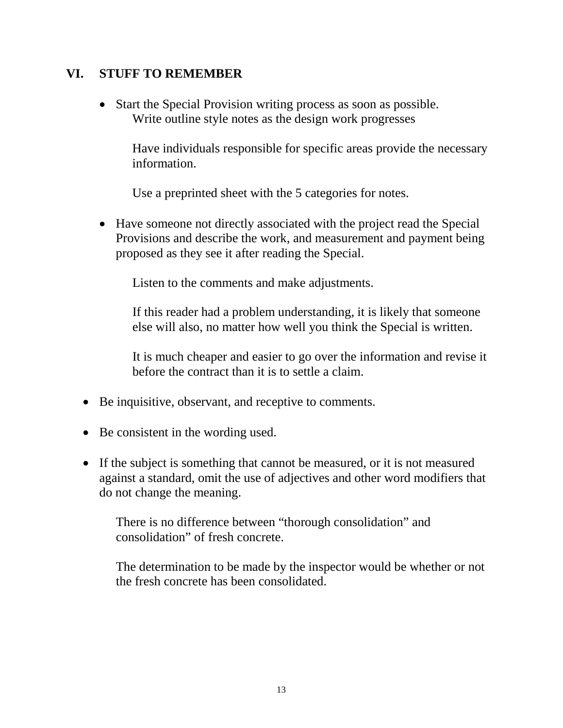## VI. STUFF TO REMEMBER

- Start the Special Provision writing process as soon as possible.

  Write outline style notes as the design work progresses

  Have individuals responsible for specific areas provide the necessary information.

  Use a preprinted sheet with the 5 categories for notes.

- Have someone not directly associated with the project read the Special Provisions and describe the work, and measurement and payment being proposed as they see it after reading the Special.

  Listen to the comments and make adjustments.

  If this reader had a problem understanding, it is likely that someone else will also, no matter how well you think the Special is written.

  It is much cheaper and easier to go over the information and revise it before the contract than it is to settle a claim.

- Be inquisitive, observant, and receptive to comments.
- Be consistent in the wording used.
- If the subject is something that cannot be measured, or it is not measured against a standard, omit the use of adjectives and other word modifiers that do not change the meaning.

  There is no difference between “thorough consolidation” and consolidation” of fresh concrete.

  The determination to be made by the inspector would be whether or not the fresh concrete has been consolidated.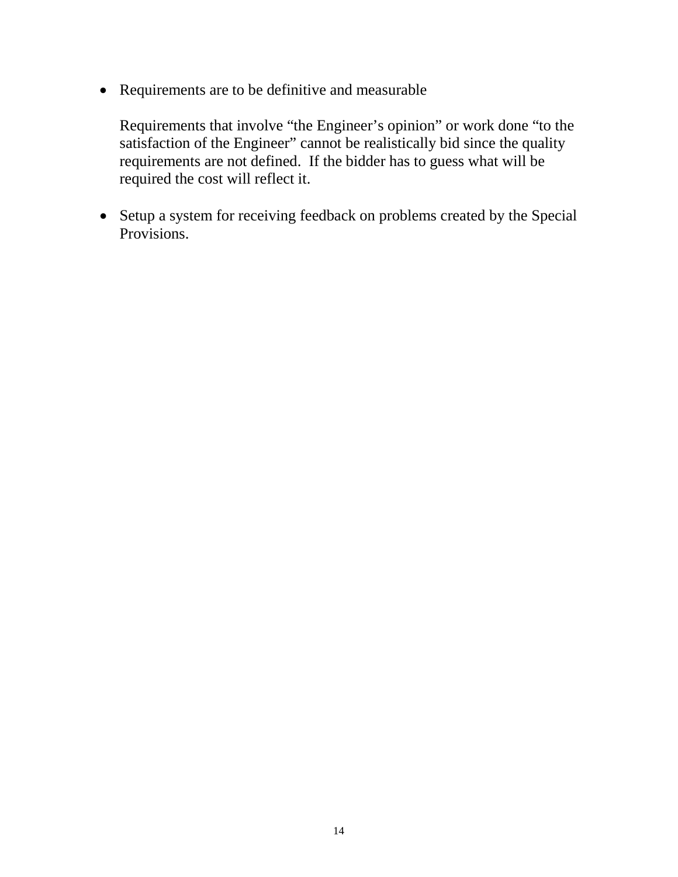- Requirements are to be definitive and measurable

  Requirements that involve “the Engineer’s opinion” or work done “to the satisfaction of the Engineer” cannot be realistically bid since the quality requirements are not defined.  If the bidder has to guess what will be required the cost will reflect it.

- Setup a system for receiving feedback on problems created by the Special Provisions.